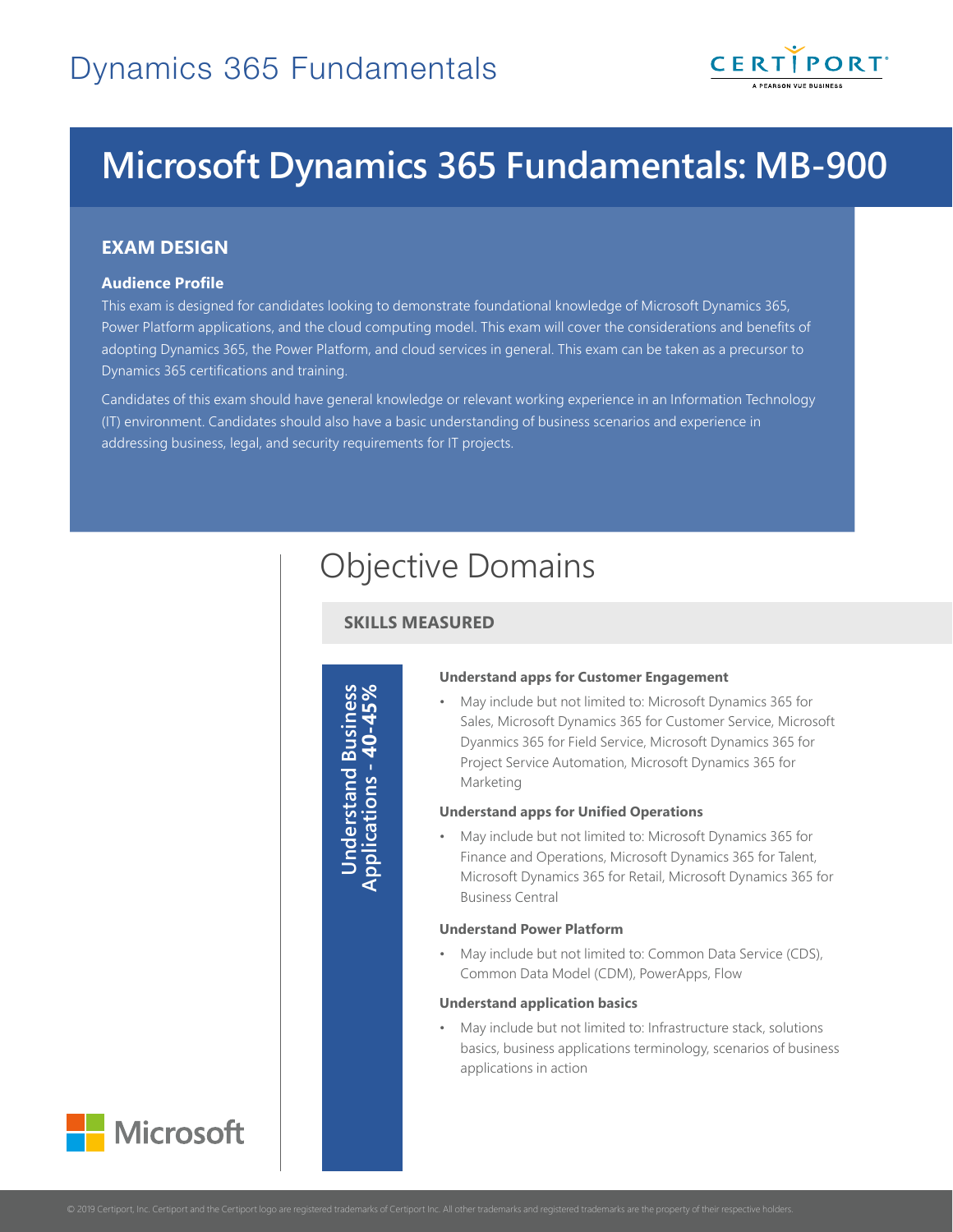# Dynamics 365 Fundamentals

# Microsoft Dynamics 365 Fundamentals: MB-900

## EXAM DESIGN

### Audience Profile

This exam is designed for candidates looking to demonstrate foundational knowledge of Microsoft Dynamics 365, Power Platform applications, and the cloud computing model. This exam will cover the considerations and benefits of adopting Dynamics 365, the Power Platform, and cloud services in general. This exam can be taken as a precursor to Dynamics 365 certifications and training.

Candidates of this exam should have general knowledge or relevant working experience in an Information Technology (IT) environment. Candidates should also have a basic understanding of business scenarios and experience in addressing business, legal, and security requirements for IT projects.

## Objective Domains

### SKILLS MEASURED

#### Understand Business Applications - 40-45%

**Understand apps for Customer Engagement**

- May include but not limited to: Microsoft Dynamics 365 for Sales, Microsoft Dynamics 365 for Customer Service, Microsoft Dyanmics 365 for Field Service, Microsoft Dynamics 365 for Project Service Automation, Microsoft Dynamics 365 for Marketing

**Understand apps for Unified Operations**

- May include but not limited to: Microsoft Dynamics 365 for Finance and Operations, Microsoft Dynamics 365 for Talent, Microsoft Dynamics 365 for Retail, Microsoft Dynamics 365 for Business Central

**Understand Power Platform**

- May include but not limited to: Common Data Service (CDS), Common Data Model (CDM), PowerApps, Flow

**Understand application basics**

- May include but not limited to: Infrastructure stack, solutions basics, business applications terminology, scenarios of business applications in action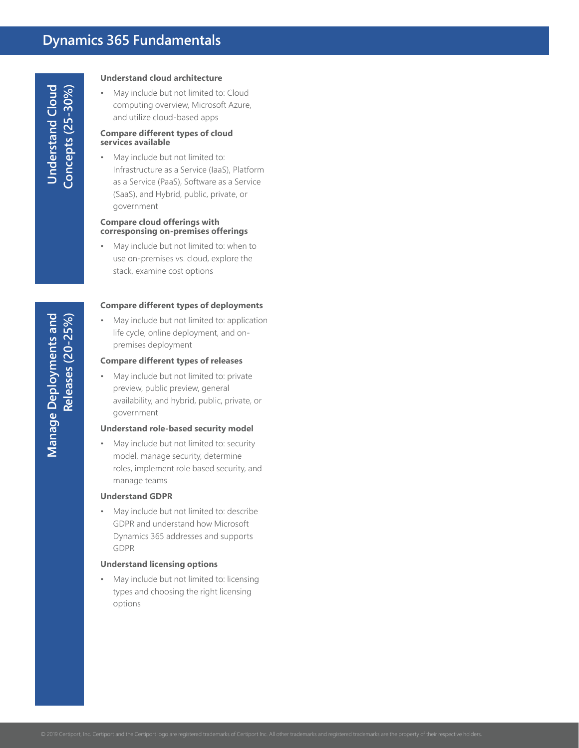# Dynamics 365 Fundamentals

## Understand Cloud Concepts (25-30%)

**Understand cloud architecture**

- May include but not limited to: Cloud computing overview, Microsoft Azure, and utilize cloud-based apps

**Compare different types of cloud services available**

- May include but not limited to: Infrastructure as a Service (IaaS), Platform as a Service (PaaS), Software as a Service (SaaS), and Hybrid, public, private, or government

**Compare cloud offerings with corresponsing on-premises offerings**

- May include but not limited to: when to use on-premises vs. cloud, explore the stack, examine cost options

## Manage Deployments and Releases (20-25%)

**Compare different types of deployments**

- May include but not limited to: application life cycle, online deployment, and on-premises deployment

**Compare different types of releases**

- May include but not limited to: private preview, public preview, general availability, and hybrid, public, private, or government

**Understand role-based security model**

- May include but not limited to: security model, manage security, determine roles, implement role based security, and manage teams

**Understand GDPR**

- May include but not limited to: describe GDPR and understand how Microsoft Dynamics 365 addresses and supports GDPR

**Understand licensing options**

- May include but not limited to: licensing types and choosing the right licensing options

© 2019 Certiport, Inc. Certiport and the Certiport logo are registered trademarks of Certiport Inc. All other trademarks and registered trademarks are the property of their respective holders.